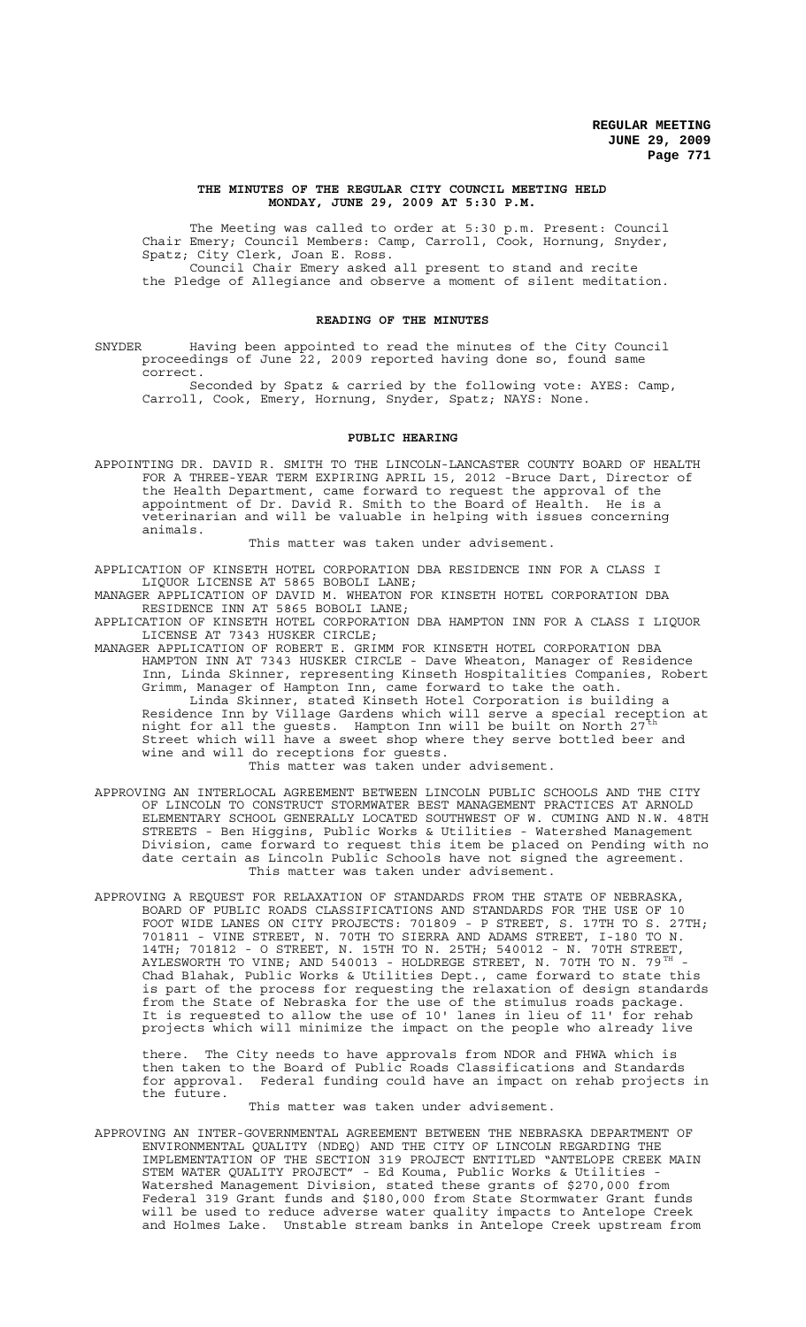**THE MINUTES OF THE REGULAR CITY COUNCIL MEETING HELD MONDAY, JUNE 29, 2009 AT 5:30 P.M.**

The Meeting was called to order at 5:30 p.m. Present: Council Chair Emery; Council Members: Camp, Carroll, Cook, Hornung, Snyder, Spatz; City Clerk, Joan E. Ross.

Council Chair Emery asked all present to stand and recite the Pledge of Allegiance and observe a moment of silent meditation.

**READING OF THE MINUTES**

SNYDER Having been appointed to read the minutes of the City Council proceedings of June 22, 2009 reported having done so, found same correct.

Seconded by Spatz & carried by the following vote: AYES: Camp, Carroll, Cook, Emery, Hornung, Snyder, Spatz; NAYS: None.

**PUBLIC HEARING**

APPOINTING DR. DAVID R. SMITH TO THE LINCOLN-LANCASTER COUNTY BOARD OF HEALTH FOR A THREE-YEAR TERM EXPIRING APRIL 15, 2012 -Bruce Dart, Director of the Health Department, came forward to request the approval of the appointment of Dr. David R. Smith to the Board of Health. He is a veterinarian and will be valuable in helping with issues concerning animals.

This matter was taken under advisement.

APPLICATION OF KINSETH HOTEL CORPORATION DBA RESIDENCE INN FOR A CLASS I LIQUOR LICENSE AT 5865 BOBOLI LANE;

MANAGER APPLICATION OF DAVID M. WHEATON FOR KINSETH HOTEL CORPORATION DBA RESIDENCE INN AT 5865 BOBOLI LANE;

APPLICATION OF KINSETH HOTEL CORPORATION DBA HAMPTON INN FOR A CLASS I LIQUOR LICENSE AT 7343 HUSKER CIRCLE;

MANAGER APPLICATION OF ROBERT E. GRIMM FOR KINSETH HOTEL CORPORATION DBA HAMPTON INN AT 7343 HUSKER CIRCLE - Dave Wheaton, Manager of Residence Inn, Linda Skinner, representing Kinseth Hospitalities Companies, Robert Grimm, Manager of Hampton Inn, came forward to take the oath.

Linda Skinner, stated Kinseth Hotel Corporation is building a Residence Inn by Village Gardens which will serve a special reception at night for all the guests. Hampton Inn will be built on North 27th Street which will have a sweet shop where they serve bottled beer and wine and will do receptions for guests.

This matter was taken under advisement.

APPROVING AN INTERLOCAL AGREEMENT BETWEEN LINCOLN PUBLIC SCHOOLS AND THE CITY OF LINCOLN TO CONSTRUCT STORMWATER BEST MANAGEMENT PRACTICES AT ARNOLD ELEMENTARY SCHOOL GENERALLY LOCATED SOUTHWEST OF W. CUMING AND N.W. 48TH STREETS - Ben Higgins, Public Works & Utilities - Watershed Management Division, came forward to request this item be placed on Pending with no date certain as Lincoln Public Schools have not signed the agreement.

This matter was taken under advisement.

APPROVING A REQUEST FOR RELAXATION OF STANDARDS FROM THE STATE OF NEBRASKA, BOARD OF PUBLIC ROADS CLASSIFICATIONS AND STANDARDS FOR THE USE OF 10 FOOT WIDE LANES ON CITY PROJECTS: 701809 - P STREET, S. 17TH TO S. 27TH; 701811 - VINE STREET, N. 70TH TO SIERRA AND ADAMS STREET, I-180 TO N. 14TH; 701812 - O STREET, N. 15TH TO N. 25TH; 540012 - N. 70TH STREET, AYLESWORTH TO VINE; AND 540013 - HOLDREGE STREET, N. 70TH TO N. 79TH - Chad Blahak, Public Works & Utilities Dept., came forward to state this is part of the process for requesting the relaxation of design standards from the State of Nebraska for the use of the stimulus roads package. It is requested to allow the use of 10' lanes in lieu of 11' for rehab projects which will minimize the impact on the people who already live there. The City needs to have approvals from NDOR and FHWA which is then taken to the Board of Public Roads Classifications and Standards for approval. Federal funding could have an impact on rehab projects in the future.

This matter was taken under advisement.

APPROVING AN INTER-GOVERNMENTAL AGREEMENT BETWEEN THE NEBRASKA DEPARTMENT OF ENVIRONMENTAL QUALITY (NDEQ) AND THE CITY OF LINCOLN REGARDING THE IMPLEMENTATION OF THE SECTION 319 PROJECT ENTITLED "ANTELOPE CREEK MAIN STEM WATER QUALITY PROJECT" - Ed Kouma, Public Works & Utilities - Watershed Management Division, stated these grants of $270,000 from Federal 319 Grant funds and $180,000 from State Stormwater Grant funds will be used to reduce adverse water quality impacts to Antelope Creek and Holmes Lake. Unstable stream banks in Antelope Creek upstream from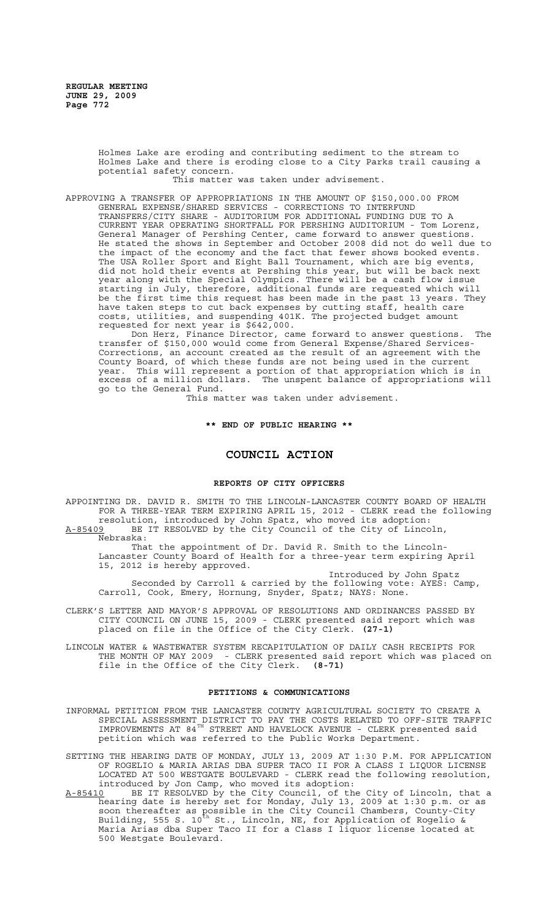Holmes Lake are eroding and contributing sediment to the stream to Holmes Lake and there is eroding close to a City Parks trail causing a potential safety concern.

This matter was taken under advisement.

APPROVING A TRANSFER OF APPROPRIATIONS IN THE AMOUNT OF $150,000.00 FROM GENERAL EXPENSE/SHARED SERVICES - CORRECTIONS TO INTERFUND TRANSFERS/CITY SHARE - AUDITORIUM FOR ADDITIONAL FUNDING DUE TO A CURRENT YEAR OPERATING SHORTFALL FOR PERSHING AUDITORIUM - Tom Lorenz, General Manager of Pershing Center, came forward to answer questions. He stated the shows in September and October 2008 did not do well due to the impact of the economy and the fact that fewer shows booked events. The USA Roller Sport and Eight Ball Tournament, which are big events, did not hold their events at Pershing this year, but will be back next year along with the Special Olympics. There will be a cash flow issue starting in July, therefore, additional funds are requested which will be the first time this request has been made in the past 13 years. They have taken steps to cut back expenses by cutting staff, health care costs, utilities, and suspending 401K. The projected budget amount requested for next year is $642,000.

Don Herz, Finance Director, came forward to answer questions. The transfer of $150,000 would come from General Expense/Shared Services-Corrections, an account created as the result of an agreement with the County Board, of which these funds are not being used in the current year. This will represent a portion of that appropriation which is in excess of a million dollars. The unspent balance of appropriations will go to the General Fund.

This matter was taken under advisement.

**\*\* END OF PUBLIC HEARING \*\***

# COUNCIL ACTION

## REPORTS OF CITY OFFICERS

APPOINTING DR. DAVID R. SMITH TO THE LINCOLN-LANCASTER COUNTY BOARD OF HEALTH FOR A THREE-YEAR TERM EXPIRING APRIL 15, 2012 - CLERK read the following resolution, introduced by John Spatz, who moved its adoption:

A-85409 BE IT RESOLVED by the City Council of the City of Lincoln, Nebraska:

That the appointment of Dr. David R. Smith to the Lincoln-Lancaster County Board of Health for a three-year term expiring April 15, 2012 is hereby approved.

Introduced by John Spatz

Seconded by Carroll & carried by the following vote: AYES: Camp, Carroll, Cook, Emery, Hornung, Snyder, Spatz; NAYS: None.

CLERK'S LETTER AND MAYOR'S APPROVAL OF RESOLUTIONS AND ORDINANCES PASSED BY CITY COUNCIL ON JUNE 15, 2009 - CLERK presented said report which was placed on file in the Office of the City Clerk. **(27-1)**

LINCOLN WATER & WASTEWATER SYSTEM RECAPITULATION OF DAILY CASH RECEIPTS FOR THE MONTH OF MAY 2009 - CLERK presented said report which was placed on file in the Office of the City Clerk. **(8-71)**

## PETITIONS & COMMUNICATIONS

INFORMAL PETITION FROM THE LANCASTER COUNTY AGRICULTURAL SOCIETY TO CREATE A SPECIAL ASSESSMENT DISTRICT TO PAY THE COSTS RELATED TO OFF-SITE TRAFFIC IMPROVEMENTS AT 84TH STREET AND HAVELOCK AVENUE - CLERK presented said petition which was referred to the Public Works Department.

SETTING THE HEARING DATE OF MONDAY, JULY 13, 2009 AT 1:30 P.M. FOR APPLICATION OF ROGELIO & MARIA ARIAS DBA SUPER TACO II FOR A CLASS I LIQUOR LICENSE LOCATED AT 500 WESTGATE BOULEVARD - CLERK read the following resolution, introduced by Jon Camp, who moved its adoption:

A-85410 BE IT RESOLVED by the City Council, of the City of Lincoln, that a hearing date is hereby set for Monday, July 13, 2009 at 1:30 p.m. or as soon thereafter as possible in the City Council Chambers, County-City Building, 555 S. 10th St., Lincoln, NE, for Application of Rogelio & Maria Arias dba Super Taco II for a Class I liquor license located at 500 Westgate Boulevard.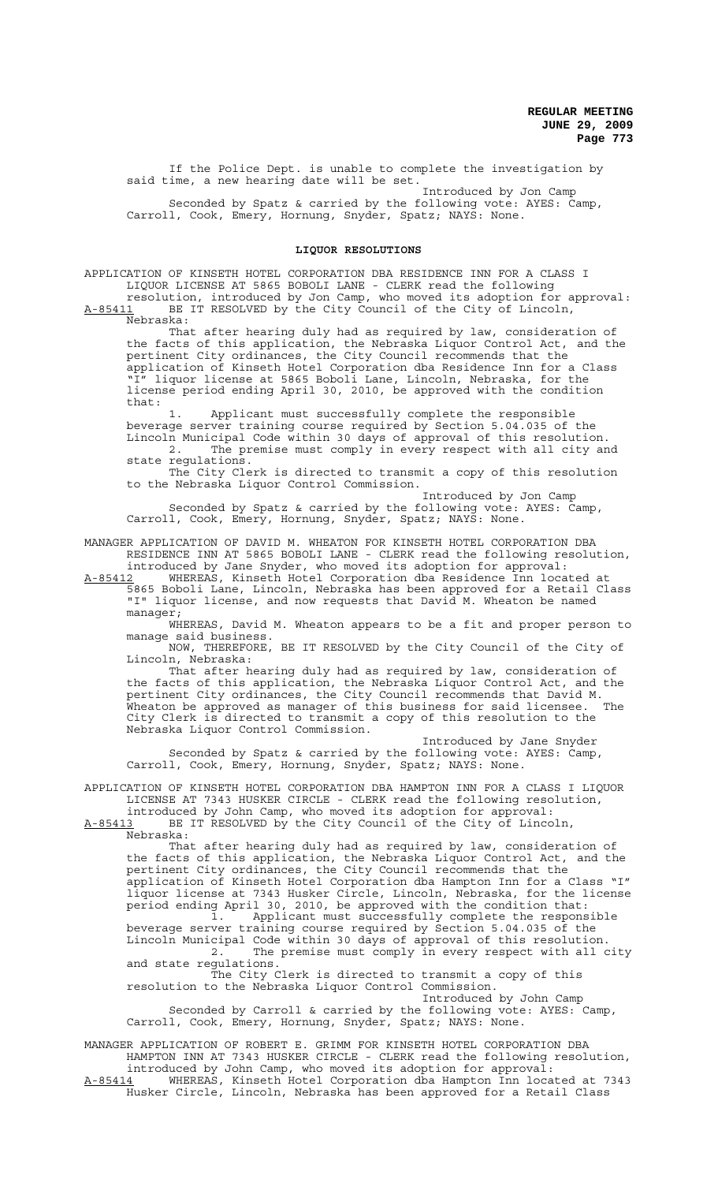If the Police Dept. is unable to complete the investigation by said time, a new hearing date will be set.

Introduced by Jon Camp

Seconded by Spatz & carried by the following vote: AYES: Camp, Carroll, Cook, Emery, Hornung, Snyder, Spatz; NAYS: None.

## LIQUOR RESOLUTIONS

APPLICATION OF KINSETH HOTEL CORPORATION DBA RESIDENCE INN FOR A CLASS I LIQUOR LICENSE AT 5865 BOBOLI LANE - CLERK read the following resolution, introduced by Jon Camp, who moved its adoption for approval:

A-85411 BE IT RESOLVED by the City Council of the City of Lincoln, Nebraska:

That after hearing duly had as required by law, consideration of the facts of this application, the Nebraska Liquor Control Act, and the pertinent City ordinances, the City Council recommends that the application of Kinseth Hotel Corporation dba Residence Inn for a Class "I" liquor license at 5865 Boboli Lane, Lincoln, Nebraska, for the license period ending April 30, 2010, be approved with the condition that:

1. Applicant must successfully complete the responsible beverage server training course required by Section 5.04.035 of the Lincoln Municipal Code within 30 days of approval of this resolution.
2. The premise must comply in every respect with all city and state regulations.

The City Clerk is directed to transmit a copy of this resolution to the Nebraska Liquor Control Commission.

Introduced by Jon Camp

Seconded by Spatz & carried by the following vote: AYES: Camp, Carroll, Cook, Emery, Hornung, Snyder, Spatz; NAYS: None.

MANAGER APPLICATION OF DAVID M. WHEATON FOR KINSETH HOTEL CORPORATION DBA RESIDENCE INN AT 5865 BOBOLI LANE - CLERK read the following resolution, introduced by Jane Snyder, who moved its adoption for approval:

A-85412 WHEREAS, Kinseth Hotel Corporation dba Residence Inn located at 5865 Boboli Lane, Lincoln, Nebraska has been approved for a Retail Class "I" liquor license, and now requests that David M. Wheaton be named manager;

WHEREAS, David M. Wheaton appears to be a fit and proper person to manage said business.

NOW, THEREFORE, BE IT RESOLVED by the City Council of the City of Lincoln, Nebraska:

That after hearing duly had as required by law, consideration of the facts of this application, the Nebraska Liquor Control Act, and the pertinent City ordinances, the City Council recommends that David M. Wheaton be approved as manager of this business for said licensee. The City Clerk is directed to transmit a copy of this resolution to the Nebraska Liquor Control Commission.

Introduced by Jane Snyder

Seconded by Spatz & carried by the following vote: AYES: Camp, Carroll, Cook, Emery, Hornung, Snyder, Spatz; NAYS: None.

APPLICATION OF KINSETH HOTEL CORPORATION DBA HAMPTON INN FOR A CLASS I LIQUOR LICENSE AT 7343 HUSKER CIRCLE - CLERK read the following resolution, introduced by John Camp, who moved its adoption for approval:

A-85413 BE IT RESOLVED by the City Council of the City of Lincoln, Nebraska:

That after hearing duly had as required by law, consideration of the facts of this application, the Nebraska Liquor Control Act, and the pertinent City ordinances, the City Council recommends that the application of Kinseth Hotel Corporation dba Hampton Inn for a Class "I" liquor license at 7343 Husker Circle, Lincoln, Nebraska, for the license period ending April 30, 2010, be approved with the condition that:

1. Applicant must successfully complete the responsible beverage server training course required by Section 5.04.035 of the Lincoln Municipal Code within 30 days of approval of this resolution.
2. The premise must comply in every respect with all city and state regulations.

The City Clerk is directed to transmit a copy of this resolution to the Nebraska Liquor Control Commission.

Introduced by John Camp

Seconded by Carroll & carried by the following vote: AYES: Camp, Carroll, Cook, Emery, Hornung, Snyder, Spatz; NAYS: None.

MANAGER APPLICATION OF ROBERT E. GRIMM FOR KINSETH HOTEL CORPORATION DBA HAMPTON INN AT 7343 HUSKER CIRCLE - CLERK read the following resolution, introduced by John Camp, who moved its adoption for approval:

A-85414 WHEREAS, Kinseth Hotel Corporation dba Hampton Inn located at 7343 Husker Circle, Lincoln, Nebraska has been approved for a Retail Class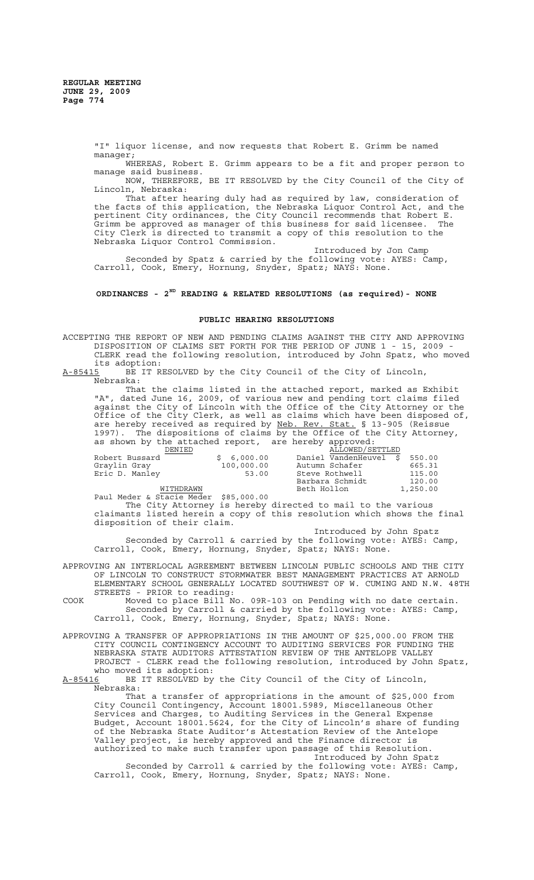"I" liquor license, and now requests that Robert E. Grimm be named manager;

WHEREAS, Robert E. Grimm appears to be a fit and proper person to manage said business.

NOW, THEREFORE, BE IT RESOLVED by the City Council of the City of Lincoln, Nebraska:

That after hearing duly had as required by law, consideration of the facts of this application, the Nebraska Liquor Control Act, and the pertinent City ordinances, the City Council recommends that Robert E. Grimm be approved as manager of this business for said licensee. The City Clerk is directed to transmit a copy of this resolution to the Nebraska Liquor Control Commission.

Introduced by Jon Camp

Seconded by Spatz & carried by the following vote: AYES: Camp, Carroll, Cook, Emery, Hornung, Snyder, Spatz; NAYS: None.

## ORDINANCES - 2ND READING & RELATED RESOLUTIONS (as required)- NONE

## PUBLIC HEARING RESOLUTIONS

ACCEPTING THE REPORT OF NEW AND PENDING CLAIMS AGAINST THE CITY AND APPROVING DISPOSITION OF CLAIMS SET FORTH FOR THE PERIOD OF JUNE 1 - 15, 2009 - CLERK read the following resolution, introduced by John Spatz, who moved its adoption:

A-85415 BE IT RESOLVED by the City Council of the City of Lincoln, Nebraska:

That the claims listed in the attached report, marked as Exhibit "A", dated June 16, 2009, of various new and pending tort claims filed against the City of Lincoln with the Office of the City Attorney or the Office of the City Clerk, as well as claims which have been disposed of, are hereby received as required by Neb. Rev. Stat. § 13-905 (Reissue 1997). The dispositions of claims by the Office of the City Attorney, as shown by the attached report, are hereby approved:

| DENIED | | ALLOWED/SETTLED | |
|---|---|---|---|
| Robert Bussard | $ 6,000.00 | Daniel VandenHeuvel | $ 550.00 |
| Graylin Gray | 100,000.00 | Autumn Schafer | 665.31 |
| Eric D. Manley | 53.00 | Steve Rothwell | 115.00 |
| | | Barbara Schmidt | 120.00 |
| WITHDRAWN | | Beth Hollon | 1,250.00 |
| Paul Meder & Stacie Meder | $85,000.00 | | |

The City Attorney is hereby directed to mail to the various claimants listed herein a copy of this resolution which shows the final disposition of their claim.

Introduced by John Spatz

Seconded by Carroll & carried by the following vote: AYES: Camp, Carroll, Cook, Emery, Hornung, Snyder, Spatz; NAYS: None.

APPROVING AN INTERLOCAL AGREEMENT BETWEEN LINCOLN PUBLIC SCHOOLS AND THE CITY OF LINCOLN TO CONSTRUCT STORMWATER BEST MANAGEMENT PRACTICES AT ARNOLD ELEMENTARY SCHOOL GENERALLY LOCATED SOUTHWEST OF W. CUMING AND N.W. 48TH STREETS - PRIOR to reading:

COOK Moved to place Bill No. 09R-103 on Pending with no date certain.

Seconded by Carroll & carried by the following vote: AYES: Camp, Carroll, Cook, Emery, Hornung, Snyder, Spatz; NAYS: None.

APPROVING A TRANSFER OF APPROPRIATIONS IN THE AMOUNT OF $25,000.00 FROM THE CITY COUNCIL CONTINGENCY ACCOUNT TO AUDITING SERVICES FOR FUNDING THE NEBRASKA STATE AUDITORS ATTESTATION REVIEW OF THE ANTELOPE VALLEY PROJECT - CLERK read the following resolution, introduced by John Spatz, who moved its adoption:

A-85416 BE IT RESOLVED by the City Council of the City of Lincoln, Nebraska:

That a transfer of appropriations in the amount of $25,000 from City Council Contingency, Account 18001.5989, Miscellaneous Other Services and Charges, to Auditing Services in the General Expense Budget, Account 18001.5624, for the City of Lincoln's share of funding of the Nebraska State Auditor's Attestation Review of the Antelope Valley project, is hereby approved and the Finance director is authorized to make such transfer upon passage of this Resolution.

Introduced by John Spatz

Seconded by Carroll & carried by the following vote: AYES: Camp, Carroll, Cook, Emery, Hornung, Snyder, Spatz; NAYS: None.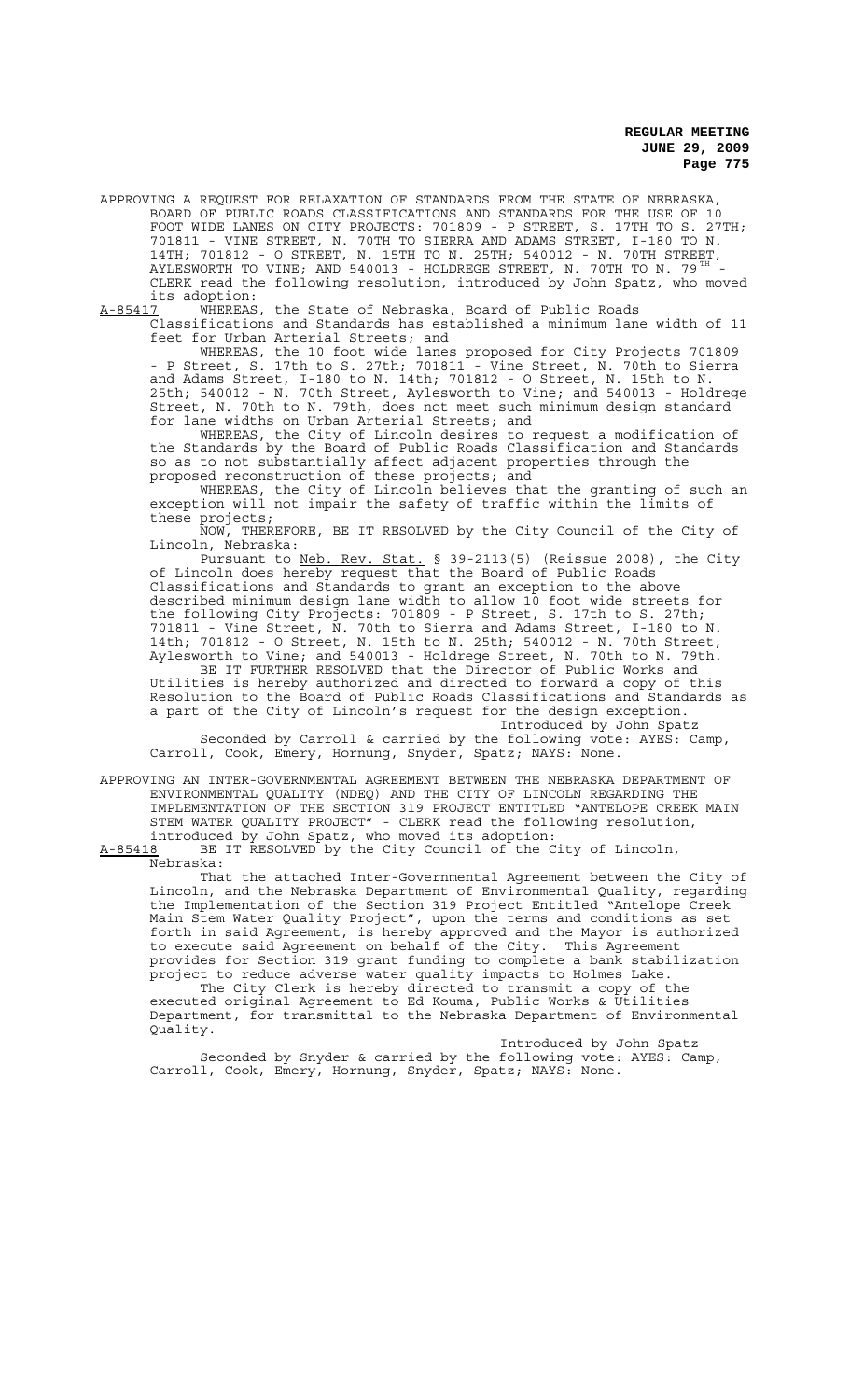APPROVING A REQUEST FOR RELAXATION OF STANDARDS FROM THE STATE OF NEBRASKA, BOARD OF PUBLIC ROADS CLASSIFICATIONS AND STANDARDS FOR THE USE OF 10 FOOT WIDE LANES ON CITY PROJECTS: 701809 - P STREET, S. 17TH TO S. 27TH; 701811 - VINE STREET, N. 70TH TO SIERRA AND ADAMS STREET, I-180 TO N. 14TH; 701812 - O STREET, N. 15TH TO N. 25TH; 540012 - N. 70TH STREET, AYLESWORTH TO VINE; AND 540013 - HOLDREGE STREET, N. 70TH TO N. 79TH - CLERK read the following resolution, introduced by John Spatz, who moved its adoption:

A-85417 WHEREAS, the State of Nebraska, Board of Public Roads Classifications and Standards has established a minimum lane width of 11 feet for Urban Arterial Streets; and

WHEREAS, the 10 foot wide lanes proposed for City Projects 701809 - P Street, S. 17th to S. 27th; 701811 - Vine Street, N. 70th to Sierra and Adams Street, I-180 to N. 14th; 701812 - O Street, N. 15th to N. 25th; 540012 - N. 70th Street, Aylesworth to Vine; and 540013 - Holdrege Street, N. 70th to N. 79th, does not meet such minimum design standard for lane widths on Urban Arterial Streets; and

WHEREAS, the City of Lincoln desires to request a modification of the Standards by the Board of Public Roads Classification and Standards so as to not substantially affect adjacent properties through the proposed reconstruction of these projects; and

WHEREAS, the City of Lincoln believes that the granting of such an exception will not impair the safety of traffic within the limits of these projects;

NOW, THEREFORE, BE IT RESOLVED by the City Council of the City of Lincoln, Nebraska:

Pursuant to Neb. Rev. Stat. § 39-2113(5) (Reissue 2008), the City of Lincoln does hereby request that the Board of Public Roads Classifications and Standards to grant an exception to the above described minimum design lane width to allow 10 foot wide streets for the following City Projects: 701809 - P Street, S. 17th to S. 27th; 701811 - Vine Street, N. 70th to Sierra and Adams Street, I-180 to N. 14th; 701812 - O Street, N. 15th to N. 25th; 540012 - N. 70th Street, Aylesworth to Vine; and 540013 - Holdrege Street, N. 70th to N. 79th.

BE IT FURTHER RESOLVED that the Director of Public Works and Utilities is hereby authorized and directed to forward a copy of this Resolution to the Board of Public Roads Classifications and Standards as a part of the City of Lincoln's request for the design exception.

Introduced by John Spatz

Seconded by Carroll & carried by the following vote: AYES: Camp, Carroll, Cook, Emery, Hornung, Snyder, Spatz; NAYS: None.

APPROVING AN INTER-GOVERNMENTAL AGREEMENT BETWEEN THE NEBRASKA DEPARTMENT OF ENVIRONMENTAL QUALITY (NDEQ) AND THE CITY OF LINCOLN REGARDING THE IMPLEMENTATION OF THE SECTION 319 PROJECT ENTITLED "ANTELOPE CREEK MAIN STEM WATER QUALITY PROJECT" - CLERK read the following resolution, introduced by John Spatz, who moved its adoption:

A-85418 BE IT RESOLVED by the City Council of the City of Lincoln, Nebraska:

That the attached Inter-Governmental Agreement between the City of Lincoln, and the Nebraska Department of Environmental Quality, regarding the Implementation of the Section 319 Project Entitled "Antelope Creek Main Stem Water Quality Project", upon the terms and conditions as set forth in said Agreement, is hereby approved and the Mayor is authorized to execute said Agreement on behalf of the City. This Agreement provides for Section 319 grant funding to complete a bank stabilization project to reduce adverse water quality impacts to Holmes Lake.

The City Clerk is hereby directed to transmit a copy of the executed original Agreement to Ed Kouma, Public Works & Utilities Department, for transmittal to the Nebraska Department of Environmental Quality.

Introduced by John Spatz

Seconded by Snyder & carried by the following vote: AYES: Camp, Carroll, Cook, Emery, Hornung, Snyder, Spatz; NAYS: None.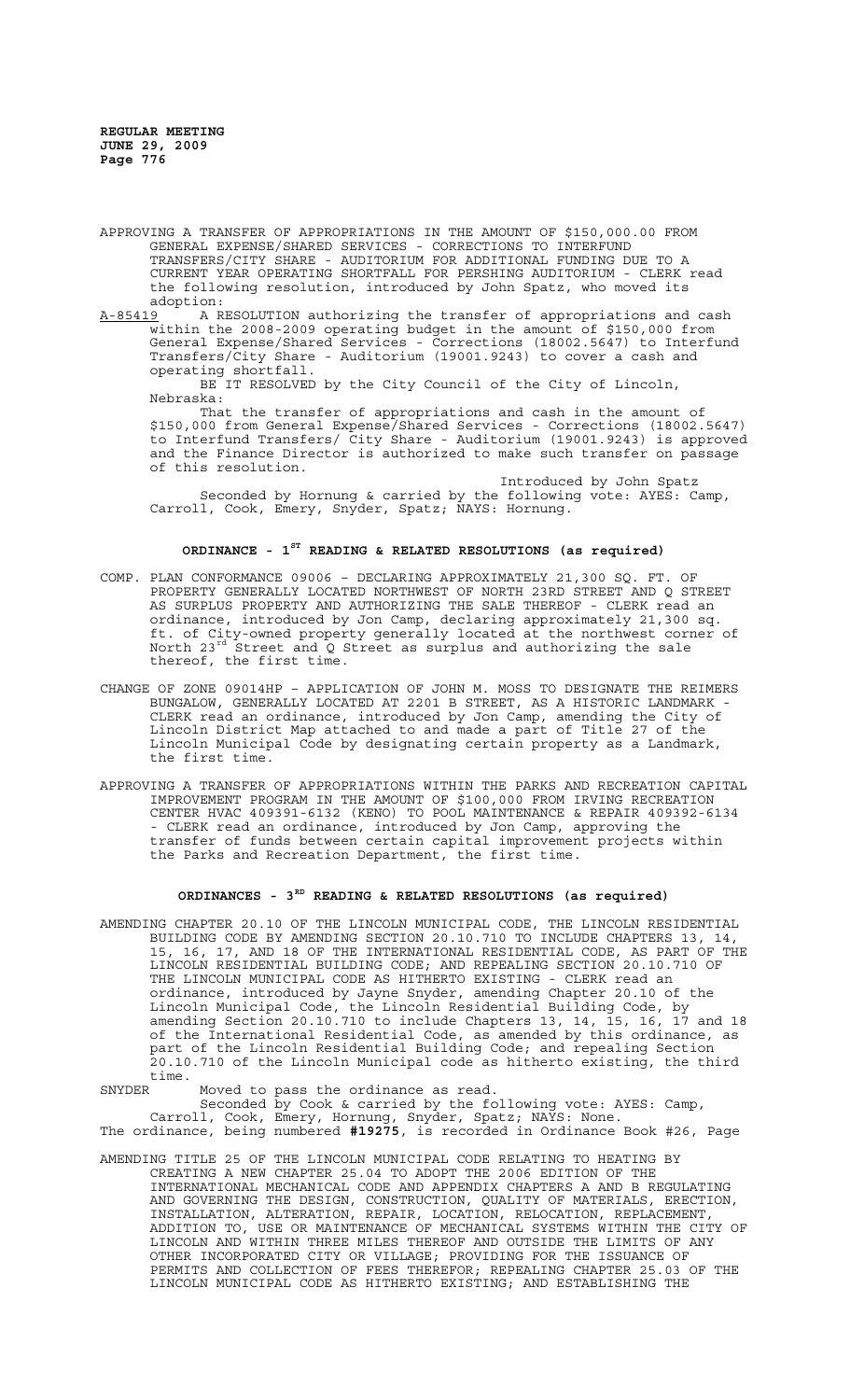APPROVING A TRANSFER OF APPROPRIATIONS IN THE AMOUNT OF $150,000.00 FROM GENERAL EXPENSE/SHARED SERVICES - CORRECTIONS TO INTERFUND TRANSFERS/CITY SHARE - AUDITORIUM FOR ADDITIONAL FUNDING DUE TO A CURRENT YEAR OPERATING SHORTFALL FOR PERSHING AUDITORIUM - CLERK read the following resolution, introduced by John Spatz, who moved its adoption:

A-85419 A RESOLUTION authorizing the transfer of appropriations and cash within the 2008-2009 operating budget in the amount of $150,000 from General Expense/Shared Services - Corrections (18002.5647) to Interfund Transfers/City Share - Auditorium (19001.9243) to cover a cash and operating shortfall.

BE IT RESOLVED by the City Council of the City of Lincoln, Nebraska:

That the transfer of appropriations and cash in the amount of $150,000 from General Expense/Shared Services - Corrections (18002.5647) to Interfund Transfers/ City Share - Auditorium (19001.9243) is approved and the Finance Director is authorized to make such transfer on passage of this resolution.

Introduced by John Spatz

Seconded by Hornung & carried by the following vote: AYES: Camp, Carroll, Cook, Emery, Snyder, Spatz; NAYS: Hornung.

## ORDINANCE - 1ST READING & RELATED RESOLUTIONS (as required)

COMP. PLAN CONFORMANCE 09006 – DECLARING APPROXIMATELY 21,300 SQ. FT. OF PROPERTY GENERALLY LOCATED NORTHWEST OF NORTH 23RD STREET AND Q STREET AS SURPLUS PROPERTY AND AUTHORIZING THE SALE THEREOF - CLERK read an ordinance, introduced by Jon Camp, declaring approximately 21,300 sq. ft. of City-owned property generally located at the northwest corner of North 23rd Street and Q Street as surplus and authorizing the sale thereof, the first time.

CHANGE OF ZONE 09014HP – APPLICATION OF JOHN M. MOSS TO DESIGNATE THE REIMERS BUNGALOW, GENERALLY LOCATED AT 2201 B STREET, AS A HISTORIC LANDMARK - CLERK read an ordinance, introduced by Jon Camp, amending the City of Lincoln District Map attached to and made a part of Title 27 of the Lincoln Municipal Code by designating certain property as a Landmark, the first time.

APPROVING A TRANSFER OF APPROPRIATIONS WITHIN THE PARKS AND RECREATION CAPITAL IMPROVEMENT PROGRAM IN THE AMOUNT OF $100,000 FROM IRVING RECREATION CENTER HVAC 409391-6132 (KENO) TO POOL MAINTENANCE & REPAIR 409392-6134 - CLERK read an ordinance, introduced by Jon Camp, approving the transfer of funds between certain capital improvement projects within the Parks and Recreation Department, the first time.

## ORDINANCES - 3RD READING & RELATED RESOLUTIONS (as required)

AMENDING CHAPTER 20.10 OF THE LINCOLN MUNICIPAL CODE, THE LINCOLN RESIDENTIAL BUILDING CODE BY AMENDING SECTION 20.10.710 TO INCLUDE CHAPTERS 13, 14, 15, 16, 17, AND 18 OF THE INTERNATIONAL RESIDENTIAL CODE, AS PART OF THE LINCOLN RESIDENTIAL BUILDING CODE; AND REPEALING SECTION 20.10.710 OF THE LINCOLN MUNICIPAL CODE AS HITHERTO EXISTING - CLERK read an ordinance, introduced by Jayne Snyder, amending Chapter 20.10 of the Lincoln Municipal Code, the Lincoln Residential Building Code, by amending Section 20.10.710 to include Chapters 13, 14, 15, 16, 17 and 18 of the International Residential Code, as amended by this ordinance, as part of the Lincoln Residential Building Code; and repealing Section 20.10.710 of the Lincoln Municipal code as hitherto existing, the third time.

SNYDER Moved to pass the ordinance as read.

Seconded by Cook & carried by the following vote: AYES: Camp, Carroll, Cook, Emery, Hornung, Snyder, Spatz; NAYS: None.

The ordinance, being numbered **#19275**, is recorded in Ordinance Book #26, Page

AMENDING TITLE 25 OF THE LINCOLN MUNICIPAL CODE RELATING TO HEATING BY CREATING A NEW CHAPTER 25.04 TO ADOPT THE 2006 EDITION OF THE INTERNATIONAL MECHANICAL CODE AND APPENDIX CHAPTERS A AND B REGULATING AND GOVERNING THE DESIGN, CONSTRUCTION, QUALITY OF MATERIALS, ERECTION, INSTALLATION, ALTERATION, REPAIR, LOCATION, RELOCATION, REPLACEMENT, ADDITION TO, USE OR MAINTENANCE OF MECHANICAL SYSTEMS WITHIN THE CITY OF LINCOLN AND WITHIN THREE MILES THEREOF AND OUTSIDE THE LIMITS OF ANY OTHER INCORPORATED CITY OR VILLAGE; PROVIDING FOR THE ISSUANCE OF PERMITS AND COLLECTION OF FEES THEREFOR; REPEALING CHAPTER 25.03 OF THE LINCOLN MUNICIPAL CODE AS HITHERTO EXISTING; AND ESTABLISHING THE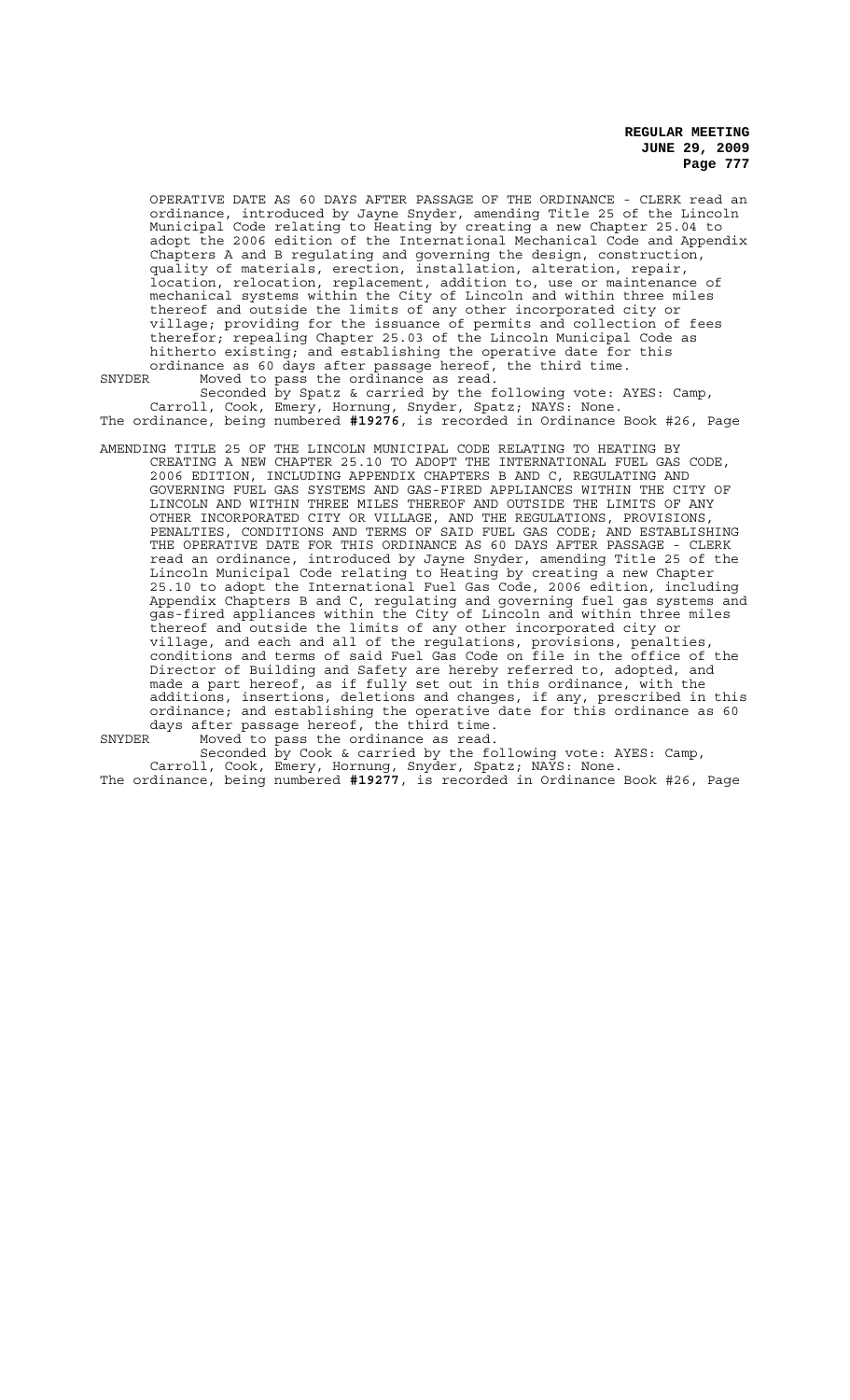OPERATIVE DATE AS 60 DAYS AFTER PASSAGE OF THE ORDINANCE - CLERK read an ordinance, introduced by Jayne Snyder, amending Title 25 of the Lincoln Municipal Code relating to Heating by creating a new Chapter 25.04 to adopt the 2006 edition of the International Mechanical Code and Appendix Chapters A and B regulating and governing the design, construction, quality of materials, erection, installation, alteration, repair, location, relocation, replacement, addition to, use or maintenance of mechanical systems within the City of Lincoln and within three miles thereof and outside the limits of any other incorporated city or village; providing for the issuance of permits and collection of fees therefor; repealing Chapter 25.03 of the Lincoln Municipal Code as hitherto existing; and establishing the operative date for this ordinance as 60 days after passage hereof, the third time.

SNYDER Moved to pass the ordinance as read.

Seconded by Spatz & carried by the following vote: AYES: Camp, Carroll, Cook, Emery, Hornung, Snyder, Spatz; NAYS: None.

The ordinance, being numbered **#19276**, is recorded in Ordinance Book #26, Page

AMENDING TITLE 25 OF THE LINCOLN MUNICIPAL CODE RELATING TO HEATING BY CREATING A NEW CHAPTER 25.10 TO ADOPT THE INTERNATIONAL FUEL GAS CODE, 2006 EDITION, INCLUDING APPENDIX CHAPTERS B AND C, REGULATING AND GOVERNING FUEL GAS SYSTEMS AND GAS-FIRED APPLIANCES WITHIN THE CITY OF LINCOLN AND WITHIN THREE MILES THEREOF AND OUTSIDE THE LIMITS OF ANY OTHER INCORPORATED CITY OR VILLAGE, AND THE REGULATIONS, PROVISIONS, PENALTIES, CONDITIONS AND TERMS OF SAID FUEL GAS CODE; AND ESTABLISHING THE OPERATIVE DATE FOR THIS ORDINANCE AS 60 DAYS AFTER PASSAGE - CLERK read an ordinance, introduced by Jayne Snyder, amending Title 25 of the Lincoln Municipal Code relating to Heating by creating a new Chapter 25.10 to adopt the International Fuel Gas Code, 2006 edition, including Appendix Chapters B and C, regulating and governing fuel gas systems and gas-fired appliances within the City of Lincoln and within three miles thereof and outside the limits of any other incorporated city or village, and each and all of the regulations, provisions, penalties, conditions and terms of said Fuel Gas Code on file in the office of the Director of Building and Safety are hereby referred to, adopted, and made a part hereof, as if fully set out in this ordinance, with the additions, insertions, deletions and changes, if any, prescribed in this ordinance; and establishing the operative date for this ordinance as 60 days after passage hereof, the third time.

SNYDER Moved to pass the ordinance as read.

Seconded by Cook & carried by the following vote: AYES: Camp, Carroll, Cook, Emery, Hornung, Snyder, Spatz; NAYS: None.

The ordinance, being numbered **#19277**, is recorded in Ordinance Book #26, Page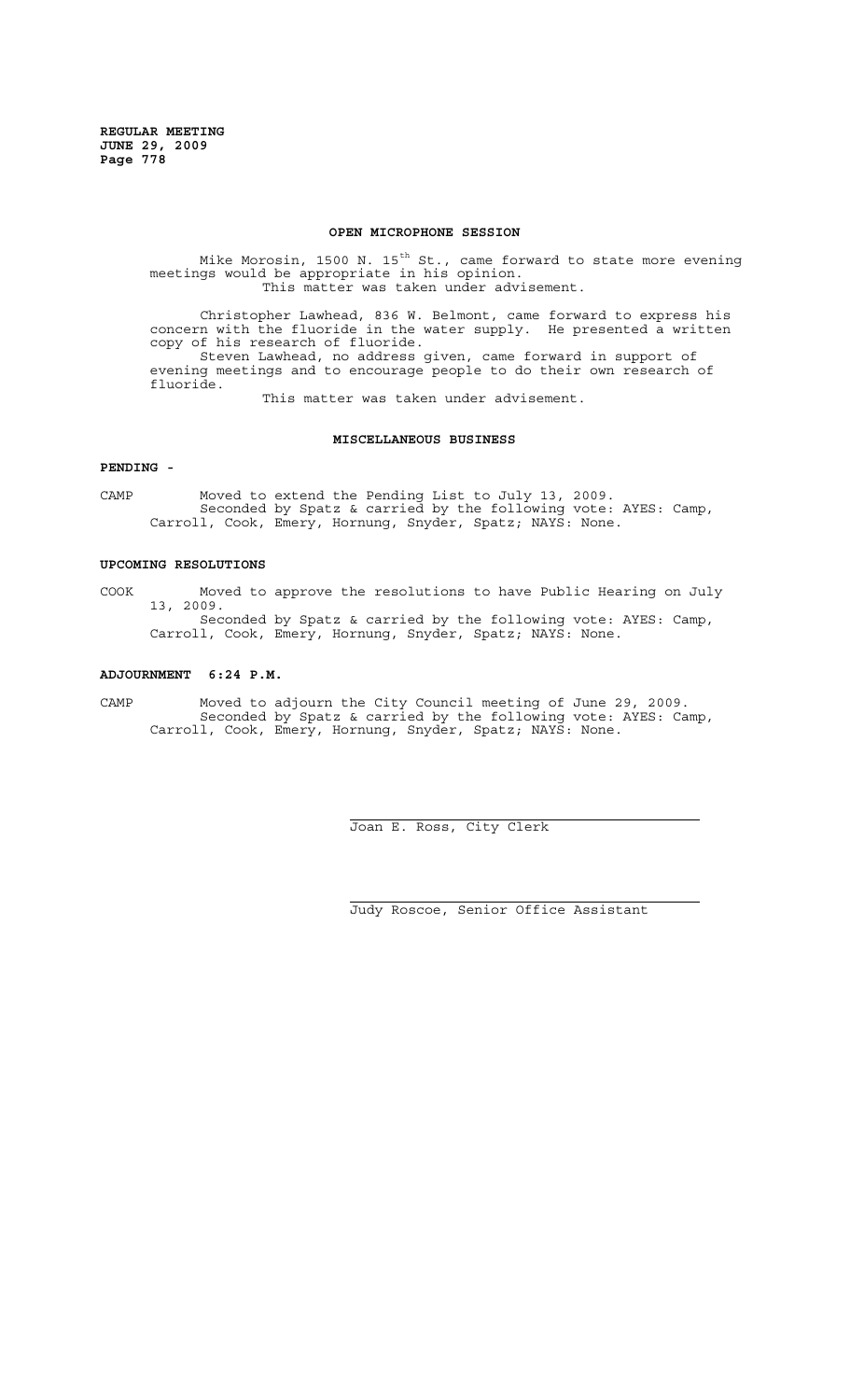## OPEN MICROPHONE SESSION

Mike Morosin, 1500 N. 15th St., came forward to state more evening meetings would be appropriate in his opinion.

This matter was taken under advisement.

Christopher Lawhead, 836 W. Belmont, came forward to express his concern with the fluoride in the water supply. He presented a written copy of his research of fluoride.

Steven Lawhead, no address given, came forward in support of evening meetings and to encourage people to do their own research of fluoride.

This matter was taken under advisement.

## MISCELLANEOUS BUSINESS

**PENDING -**

CAMP Moved to extend the Pending List to July 13, 2009.

Seconded by Spatz & carried by the following vote: AYES: Camp, Carroll, Cook, Emery, Hornung, Snyder, Spatz; NAYS: None.

**UPCOMING RESOLUTIONS**

COOK Moved to approve the resolutions to have Public Hearing on July 13, 2009.

Seconded by Spatz & carried by the following vote: AYES: Camp, Carroll, Cook, Emery, Hornung, Snyder, Spatz; NAYS: None.

**ADJOURNMENT 6:24 P.M.**

CAMP Moved to adjourn the City Council meeting of June 29, 2009.

Seconded by Spatz & carried by the following vote: AYES: Camp, Carroll, Cook, Emery, Hornung, Snyder, Spatz; NAYS: None.

Joan E. Ross, City Clerk

Judy Roscoe, Senior Office Assistant